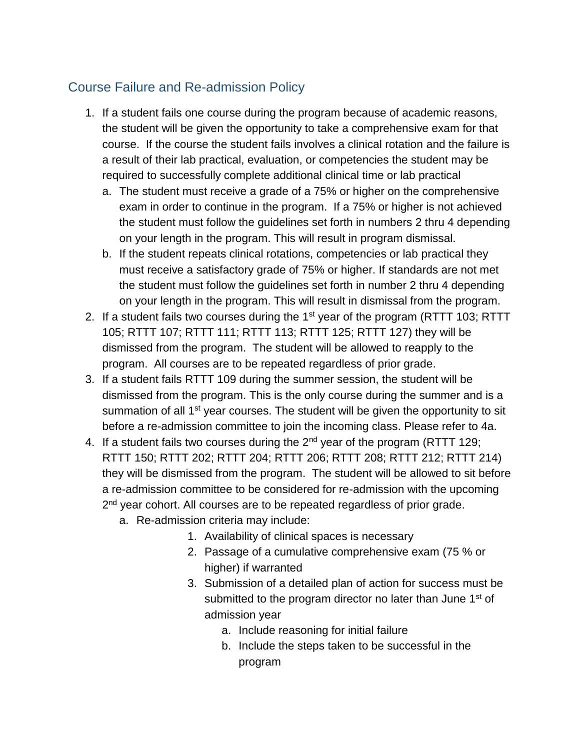## Course Failure and Re-admission Policy

1. If a student fails one course during the program because of academic reasons, the student will be given the opportunity to take a comprehensive exam for that course. If the course the student fails involves a clinical rotation and the failure is a result of their lab practical, evaluation, or competencies the student may be required to successfully complete additional clinical time or lab practical
   a. The student must receive a grade of a 75% or higher on the comprehensive exam in order to continue in the program. If a 75% or higher is not achieved the student must follow the guidelines set forth in numbers 2 thru 4 depending on your length in the program. This will result in program dismissal.
   b. If the student repeats clinical rotations, competencies or lab practical they must receive a satisfactory grade of 75% or higher. If standards are not met the student must follow the guidelines set forth in number 2 thru 4 depending on your length in the program. This will result in dismissal from the program.
2. If a student fails two courses during the 1st year of the program (RTTT 103; RTTT 105; RTTT 107; RTTT 111; RTTT 113; RTTT 125; RTTT 127) they will be dismissed from the program. The student will be allowed to reapply to the program. All courses are to be repeated regardless of prior grade.
3. If a student fails RTTT 109 during the summer session, the student will be dismissed from the program. This is the only course during the summer and is a summation of all 1st year courses. The student will be given the opportunity to sit before a re-admission committee to join the incoming class. Please refer to 4a.
4. If a student fails two courses during the 2nd year of the program (RTTT 129; RTTT 150; RTTT 202; RTTT 204; RTTT 206; RTTT 208; RTTT 212; RTTT 214) they will be dismissed from the program. The student will be allowed to sit before a re-admission committee to be considered for re-admission with the upcoming 2nd year cohort. All courses are to be repeated regardless of prior grade.
   a. Re-admission criteria may include:
      1. Availability of clinical spaces is necessary
      2. Passage of a cumulative comprehensive exam (75 % or higher) if warranted
      3. Submission of a detailed plan of action for success must be submitted to the program director no later than June 1st of admission year
         a. Include reasoning for initial failure
         b. Include the steps taken to be successful in the program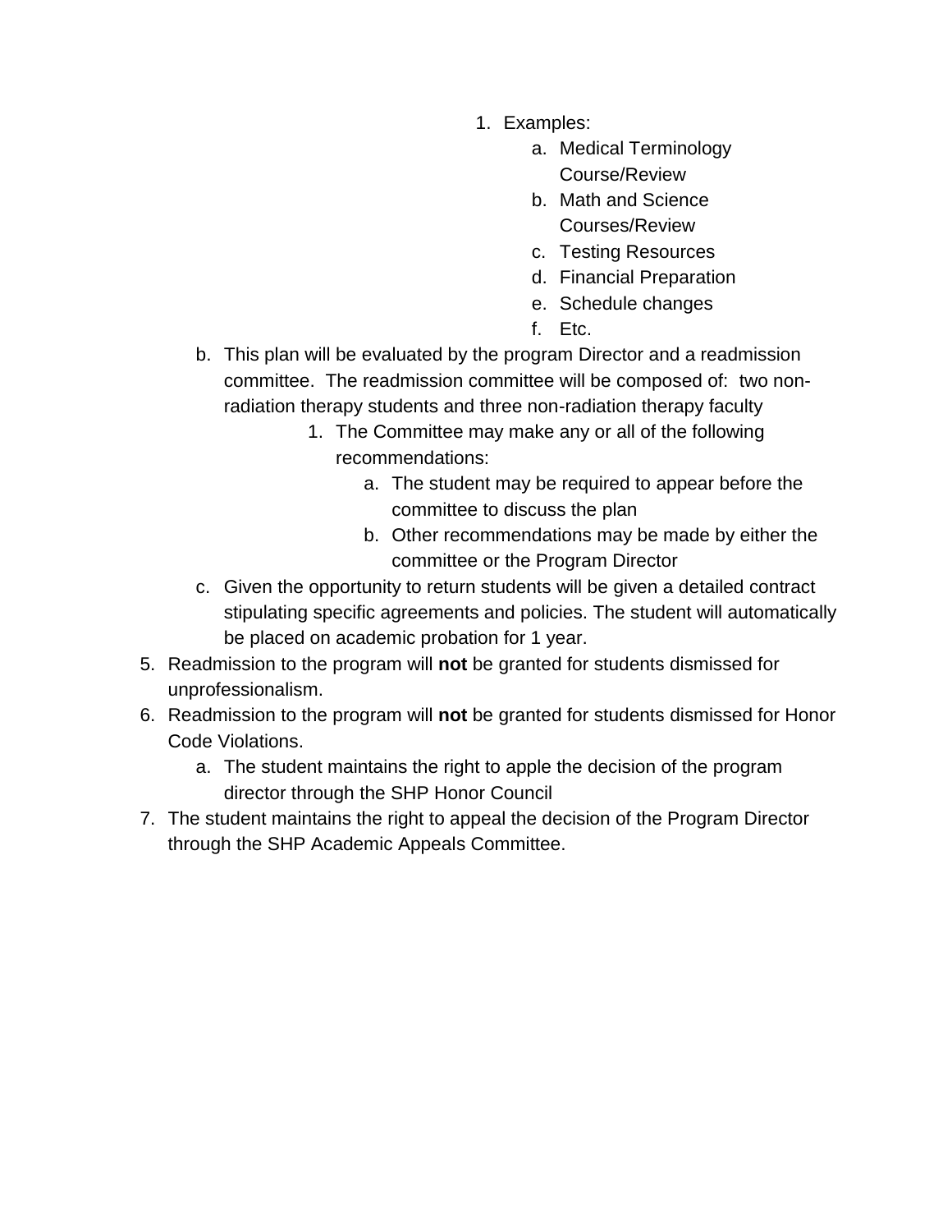1. Examples:
                a. Medical Terminology Course/Review
                b. Math and Science Courses/Review
                c. Testing Resources
                d. Financial Preparation
                e. Schedule changes
                f. Etc.

    b. This plan will be evaluated by the program Director and a readmission committee. The readmission committee will be composed of: two non-radiation therapy students and three non-radiation therapy faculty
        1. The Committee may make any or all of the following recommendations:
            a. The student may be required to appear before the committee to discuss the plan
            b. Other recommendations may be made by either the committee or the Program Director
    c. Given the opportunity to return students will be given a detailed contract stipulating specific agreements and policies. The student will automatically be placed on academic probation for 1 year.

5. Readmission to the program will **not** be granted for students dismissed for unprofessionalism.
6. Readmission to the program will **not** be granted for students dismissed for Honor Code Violations.
    a. The student maintains the right to apple the decision of the program director through the SHP Honor Council
7. The student maintains the right to appeal the decision of the Program Director through the SHP Academic Appeals Committee.